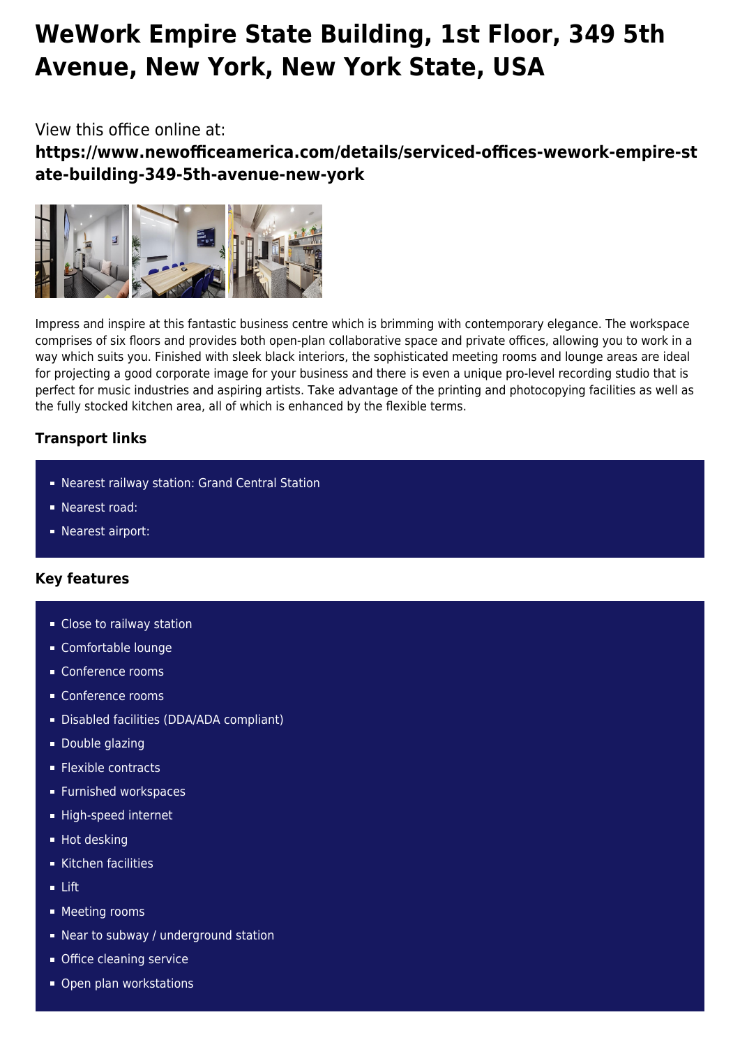# WeWork Empire State Building, 1st Floor, 349 5th Avenue, New York, New York State, USA

View this office online at:

**https://www.newofficeamerica.com/details/serviced-offices-wework-empire-state-building-349-5th-avenue-new-york**

Impress and inspire at this fantastic business centre which is brimming with contemporary elegance. The workspace comprises of six floors and provides both open-plan collaborative space and private offices, allowing you to work in a way which suits you. Finished with sleek black interiors, the sophisticated meeting rooms and lounge areas are ideal for projecting a good corporate image for your business and there is even a unique pro-level recording studio that is perfect for music industries and aspiring artists. Take advantage of the printing and photocopying facilities as well as the fully stocked kitchen area, all of which is enhanced by the flexible terms.

### Transport links

- Nearest railway station: Grand Central Station
- Nearest road:
- Nearest airport:

### Key features

- Close to railway station
- Comfortable lounge
- Conference rooms
- Conference rooms
- Disabled facilities (DDA/ADA compliant)
- Double glazing
- Flexible contracts
- Furnished workspaces
- High-speed internet
- Hot desking
- Kitchen facilities
- Lift
- Meeting rooms
- Near to subway / underground station
- Office cleaning service
- Open plan workstations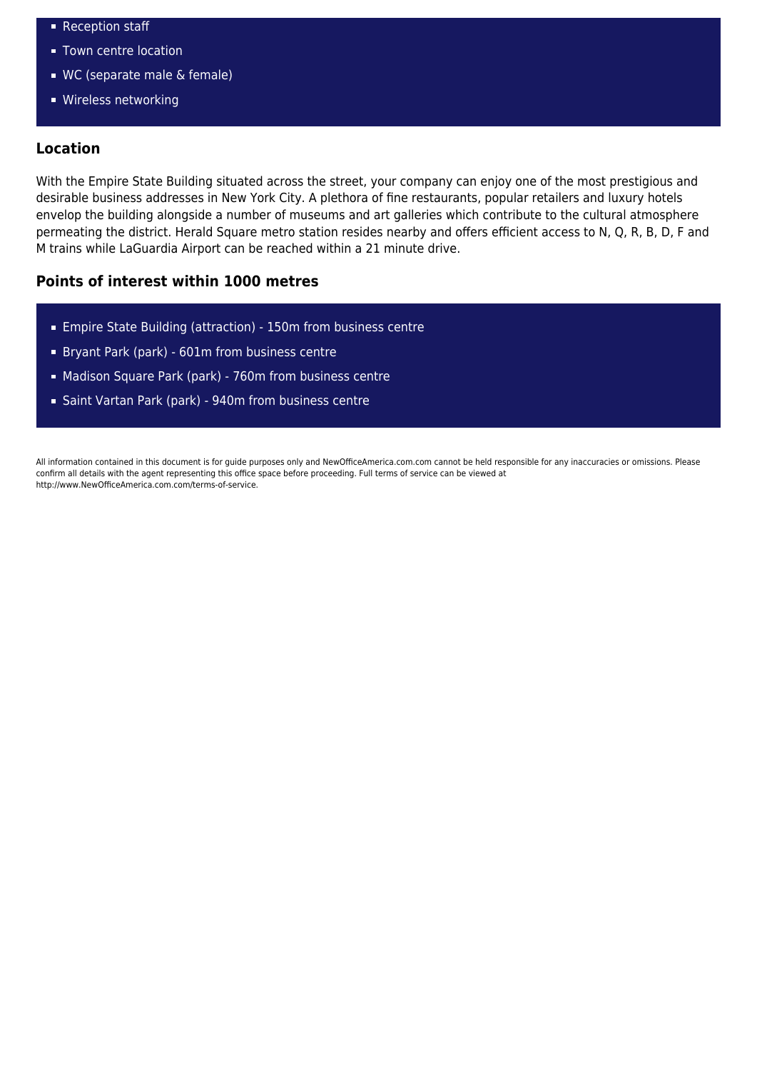- Reception staff
- Town centre location
- WC (separate male & female)
- Wireless networking

## Location

With the Empire State Building situated across the street, your company can enjoy one of the most prestigious and desirable business addresses in New York City. A plethora of fine restaurants, popular retailers and luxury hotels envelop the building alongside a number of museums and art galleries which contribute to the cultural atmosphere permeating the district. Herald Square metro station resides nearby and offers efficient access to N, Q, R, B, D, F and M trains while LaGuardia Airport can be reached within a 21 minute drive.

## Points of interest within 1000 metres

- Empire State Building (attraction) - 150m from business centre
- Bryant Park (park) - 601m from business centre
- Madison Square Park (park) - 760m from business centre
- Saint Vartan Park (park) - 940m from business centre

All information contained in this document is for guide purposes only and NewOfficeAmerica.com.com cannot be held responsible for any inaccuracies or omissions. Please confirm all details with the agent representing this office space before proceeding. Full terms of service can be viewed at http://www.NewOfficeAmerica.com.com/terms-of-service.